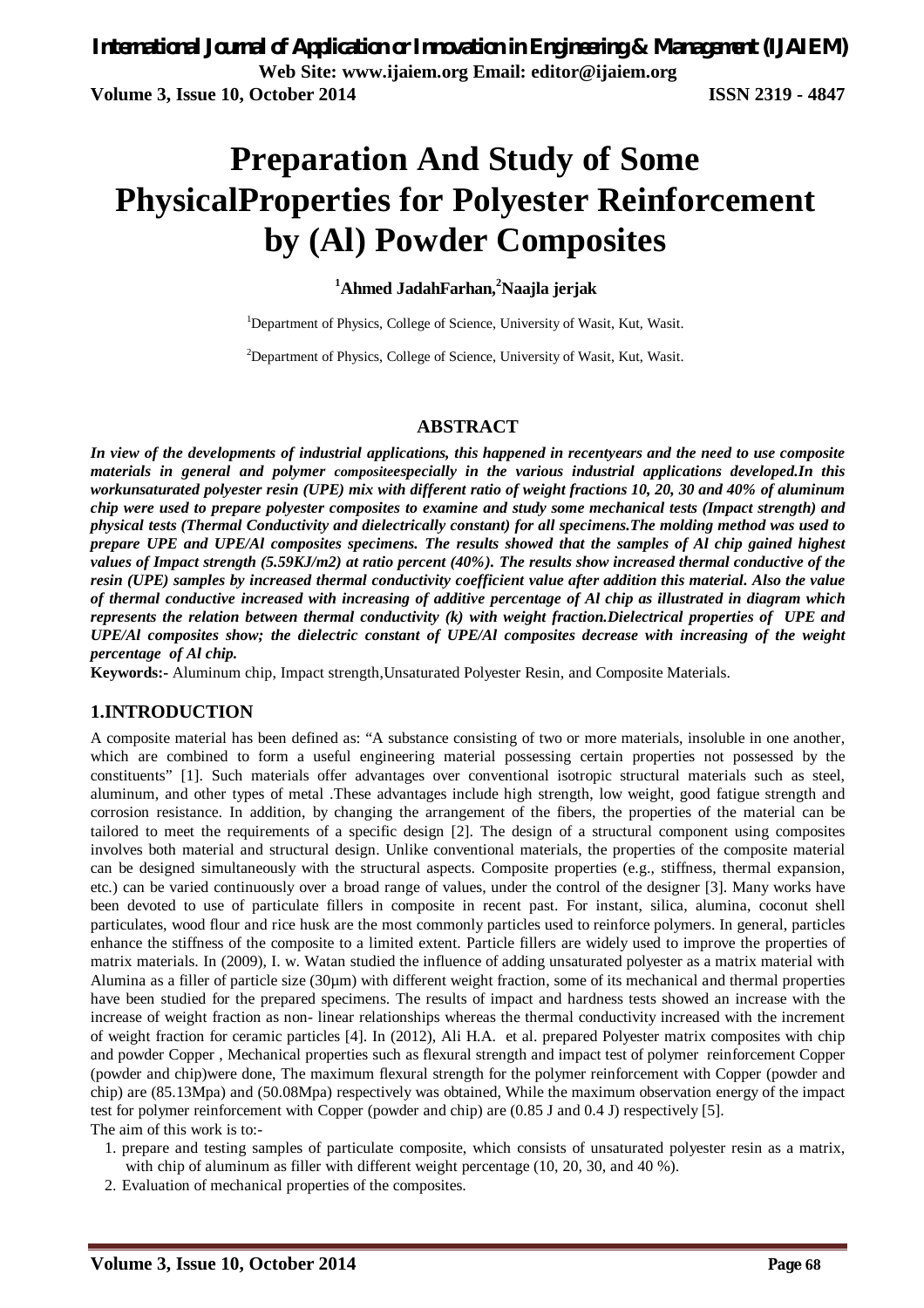# Preparation And Study of Some PhysicalProperties for Polyester Reinforcement by (Al) Powder Composites

**[1]Ahmed JadahFarhan,[2]Naajla jerjak**

[1]Department of Physics, College of Science, University of Wasit, Kut, Wasit.

[2]Department of Physics, College of Science, University of Wasit, Kut, Wasit.

## ABSTRACT

***In view of the developments of industrial applications, this happened in recentyears and the need to use composite materials in general and polymer compositeespecially in the various industrial applications developed.In this workunsaturated polyester resin (UPE) mix with different ratio of weight fractions 10, 20, 30 and 40% of aluminum chip were used to prepare polyester composites to examine and study some mechanical tests (Impact strength) and physical tests (Thermal Conductivity and dielectrically constant) for all specimens.The molding method was used to prepare UPE and UPE/Al composites specimens. The results showed that the samples of Al chip gained highest values of Impact strength (5.59KJ/m2) at ratio percent (40%). The results show increased thermal conductive of the resin (UPE) samples by increased thermal conductivity coefficient value after addition this material. Also the value of thermal conductive increased with increasing of additive percentage of Al chip as illustrated in diagram which represents the relation between thermal conductivity (k) with weight fraction.Dielectrical properties of UPE and UPE/Al composites show; the dielectric constant of UPE/Al composites decrease with increasing of the weight percentage of Al chip.***

**Keywords:-** Aluminum chip, Impact strength,Unsaturated Polyester Resin, and Composite Materials.

## 1.INTRODUCTION

A composite material has been defined as: "A substance consisting of two or more materials, insoluble in one another, which are combined to form a useful engineering material possessing certain properties not possessed by the constituents" [1]. Such materials offer advantages over conventional isotropic structural materials such as steel, aluminum, and other types of metal .These advantages include high strength, low weight, good fatigue strength and corrosion resistance. In addition, by changing the arrangement of the fibers, the properties of the material can be tailored to meet the requirements of a specific design [2]. The design of a structural component using composites involves both material and structural design. Unlike conventional materials, the properties of the composite material can be designed simultaneously with the structural aspects. Composite properties (e.g., stiffness, thermal expansion, etc.) can be varied continuously over a broad range of values, under the control of the designer [3]. Many works have been devoted to use of particulate fillers in composite in recent past. For instant, silica, alumina, coconut shell particulates, wood flour and rice husk are the most commonly particles used to reinforce polymers. In general, particles enhance the stiffness of the composite to a limited extent. Particle fillers are widely used to improve the properties of matrix materials. In (2009), I. w. Watan studied the influence of adding unsaturated polyester as a matrix material with Alumina as a filler of particle size (30μm) with different weight fraction, some of its mechanical and thermal properties have been studied for the prepared specimens. The results of impact and hardness tests showed an increase with the increase of weight fraction as non- linear relationships whereas the thermal conductivity increased with the increment of weight fraction for ceramic particles [4]. In (2012), Ali H.A. et al. prepared Polyester matrix composites with chip and powder Copper , Mechanical properties such as flexural strength and impact test of polymer reinforcement Copper (powder and chip)were done, The maximum flexural strength for the polymer reinforcement with Copper (powder and chip) are (85.13Mpa) and (50.08Mpa) respectively was obtained, While the maximum observation energy of the impact test for polymer reinforcement with Copper (powder and chip) are (0.85 J and 0.4 J) respectively [5].

The aim of this work is to:-

1. prepare and testing samples of particulate composite, which consists of unsaturated polyester resin as a matrix, with chip of aluminum as filler with different weight percentage (10, 20, 30, and 40 %).
2. Evaluation of mechanical properties of the composites.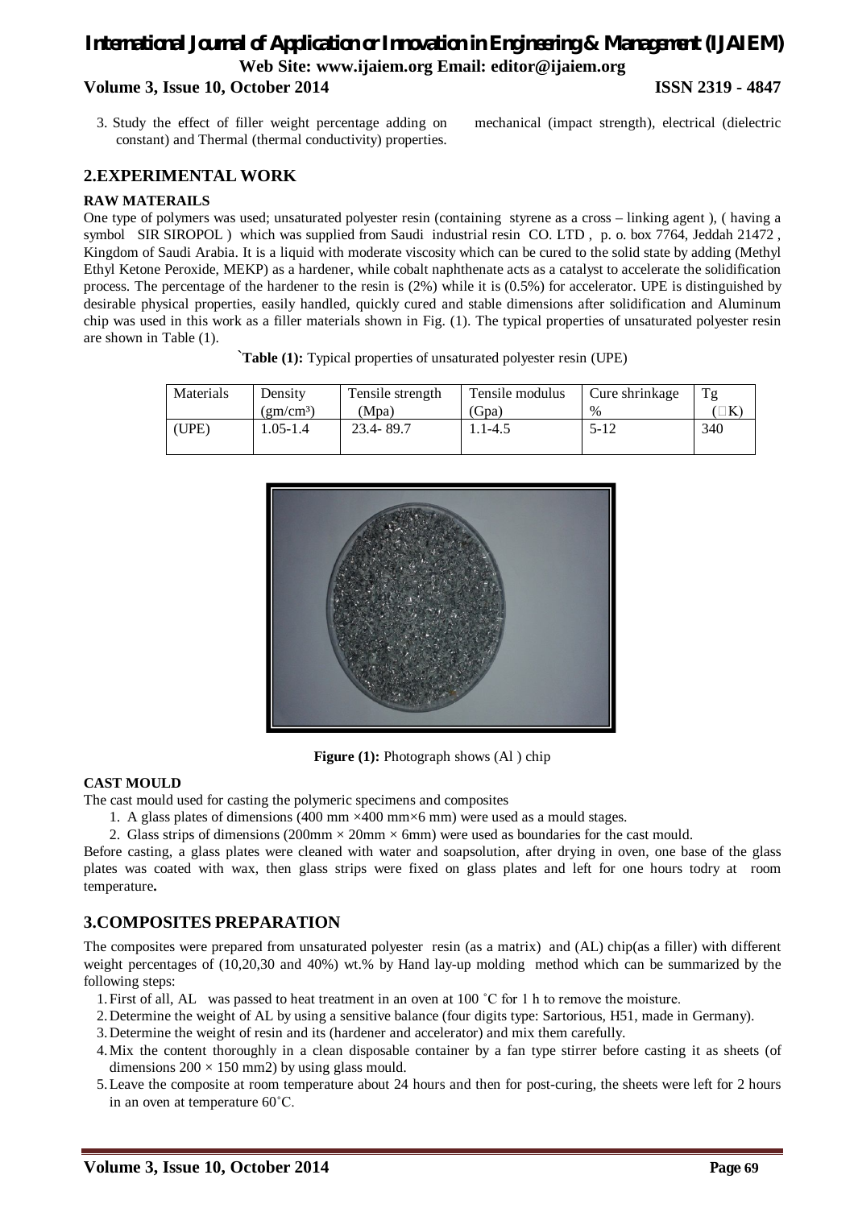3. Study the effect of filler weight percentage adding on mechanical (impact strength), electrical (dielectric constant) and Thermal (thermal conductivity) properties.

## 2.EXPERIMENTAL WORK

### RAW MATERAILS

One type of polymers was used; unsaturated polyester resin (containing styrene as a cross – linking agent ), ( having a symbol SIR SIROPOL ) which was supplied from Saudi industrial resin CO. LTD , p. o. box 7764, Jeddah 21472 , Kingdom of Saudi Arabia. It is a liquid with moderate viscosity which can be cured to the solid state by adding (Methyl Ethyl Ketone Peroxide, MEKP) as a hardener, while cobalt naphthenate acts as a catalyst to accelerate the solidification process. The percentage of the hardener to the resin is (2%) while it is (0.5%) for accelerator. UPE is distinguished by desirable physical properties, easily handled, quickly cured and stable dimensions after solidification and Aluminum chip was used in this work as a filler materials shown in Fig. (1). The typical properties of unsaturated polyester resin are shown in Table (1).

`**Table (1):** Typical properties of unsaturated polyester resin (UPE)

| Materials | Density (gm/cm³) | Tensile strength (Mpa) | Tensile modulus (Gpa) | Cure shrinkage % | Tg (K) |
|---|---|---|---|---|---|
| (UPE) | 1.05-1.4 | 23.4- 89.7 | 1.1-4.5 | 5-12 | 340 |

**Figure (1):** Photograph shows (Al ) chip

### CAST MOULD

The cast mould used for casting the polymeric specimens and composites

1. A glass plates of dimensions (400 mm ×400 mm×6 mm) were used as a mould stages.
2. Glass strips of dimensions (200mm × 20mm × 6mm) were used as boundaries for the cast mould.

Before casting, a glass plates were cleaned with water and soapsolution, after drying in oven, one base of the glass plates was coated with wax, then glass strips were fixed on glass plates and left for one hours todry at room temperature**.**

## 3.COMPOSITES PREPARATION

The composites were prepared from unsaturated polyester resin (as a matrix) and (AL) chip(as a filler) with different weight percentages of (10,20,30 and 40%) wt.% by Hand lay-up molding method which can be summarized by the following steps:

1. First of all, AL was passed to heat treatment in an oven at 100 ˚C for 1 h to remove the moisture.
2. Determine the weight of AL by using a sensitive balance (four digits type: Sartorious, H51, made in Germany).
3. Determine the weight of resin and its (hardener and accelerator) and mix them carefully.
4. Mix the content thoroughly in a clean disposable container by a fan type stirrer before casting it as sheets (of dimensions 200 × 150 mm2) by using glass mould.
5. Leave the composite at room temperature about 24 hours and then for post-curing, the sheets were left for 2 hours in an oven at temperature 60˚C.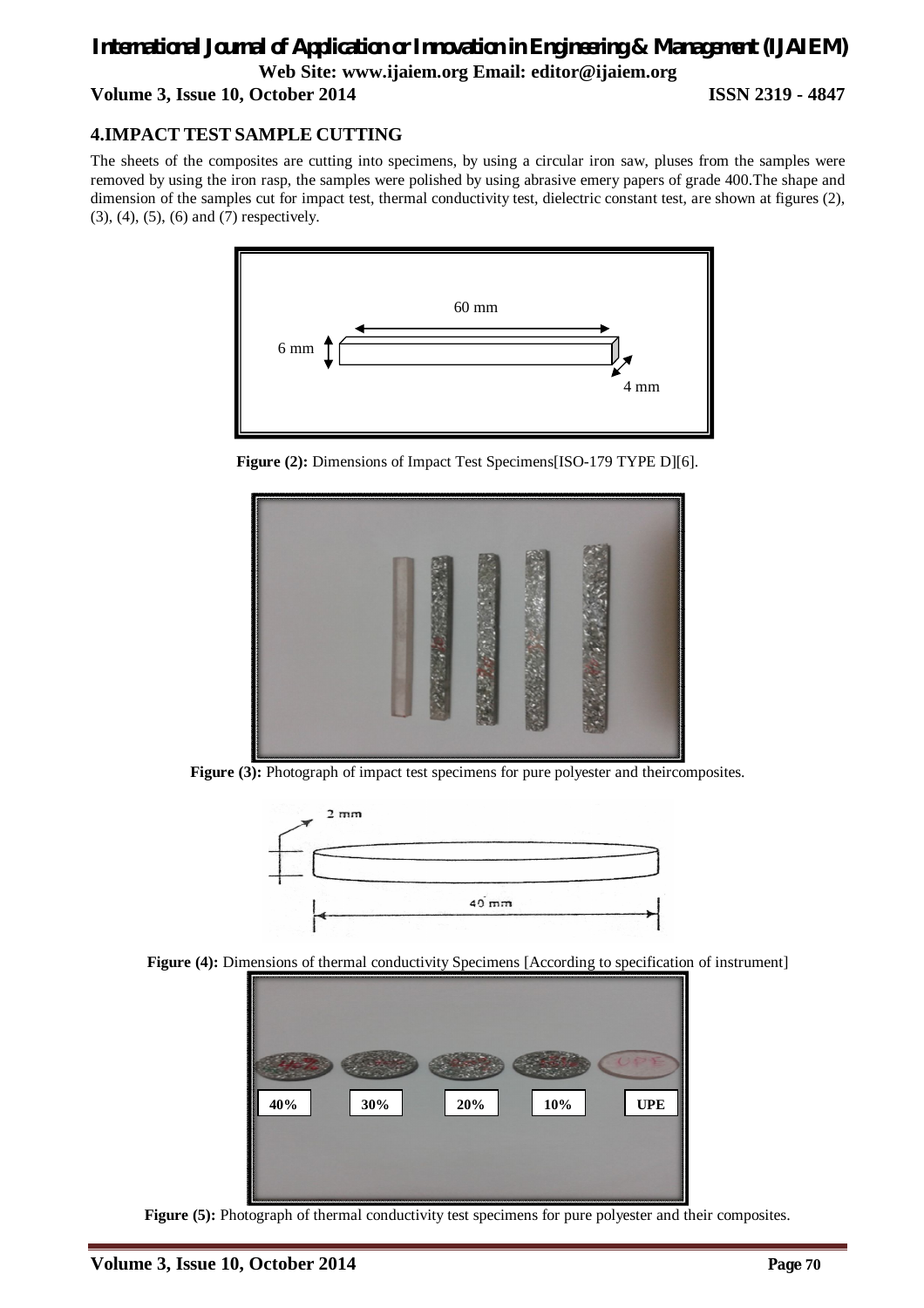## 4.IMPACT TEST SAMPLE CUTTING

The sheets of the composites are cutting into specimens, by using a circular iron saw, pluses from the samples were removed by using the iron rasp, the samples were polished by using abrasive emery papers of grade 400.The shape and dimension of the samples cut for impact test, thermal conductivity test, dielectric constant test, are shown at figures (2), (3), (4), (5), (6) and (7) respectively.

60 mm

6 mm

4 mm

**Figure (2):** Dimensions of Impact Test Specimens[ISO-179 TYPE D][6].

**Figure (3):** Photograph of impact test specimens for pure polyester and theircomposites.

2 mm

40 mm

**Figure (4):** Dimensions of thermal conductivity Specimens [According to specification of instrument]

40% 30% 20% 10% UPE

**Figure (5):** Photograph of thermal conductivity test specimens for pure polyester and their composites.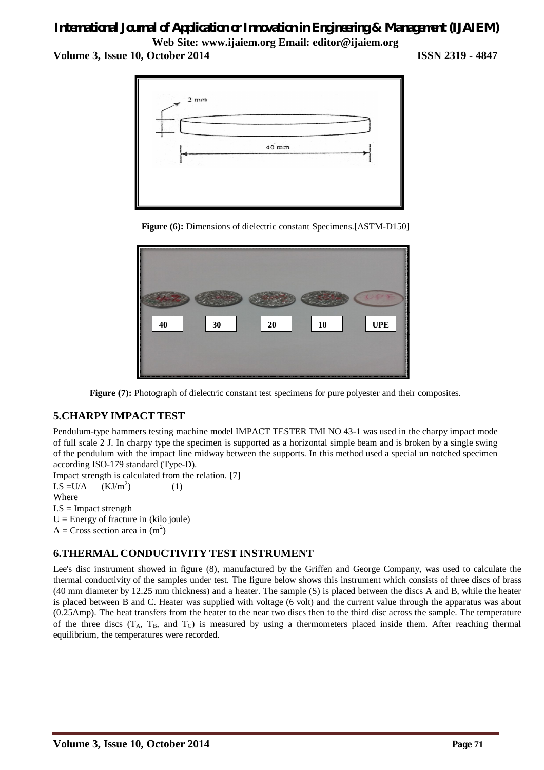**Figure (6):** Dimensions of dielectric constant Specimens.[ASTM-D150]

**Figure (7):** Photograph of dielectric constant test specimens for pure polyester and their composites.

## 5.CHARPY IMPACT TEST

Pendulum-type hammers testing machine model IMPACT TESTER TMI NO 43-1 was used in the charpy impact mode of full scale 2 J. In charpy type the specimen is supported as a horizontal simple beam and is broken by a single swing of the pendulum with the impact line midway between the supports. In this method used a special un notched specimen according ISO-179 standard (Type-D).

Impact strength is calculated from the relation. [7]

$I.S = U/A \quad (KJ/m^2) \qquad (1)$

Where

I.S = Impact strength

U = Energy of fracture in (kilo joule)

A = Cross section area in $(m^2)$

## 6.THERMAL CONDUCTIVITY TEST INSTRUMENT

Lee's disc instrument showed in figure (8), manufactured by the Griffen and George Company, was used to calculate the thermal conductivity of the samples under test. The figure below shows this instrument which consists of three discs of brass (40 mm diameter by 12.25 mm thickness) and a heater. The sample (S) is placed between the discs A and B, while the heater is placed between B and C. Heater was supplied with voltage (6 volt) and the current value through the apparatus was about (0.25Amp). The heat transfers from the heater to the near two discs then to the third disc across the sample. The temperature of the three discs ($T_A$, $T_B$, and $T_C$) is measured by using a thermometers placed inside them. After reaching thermal equilibrium, the temperatures were recorded.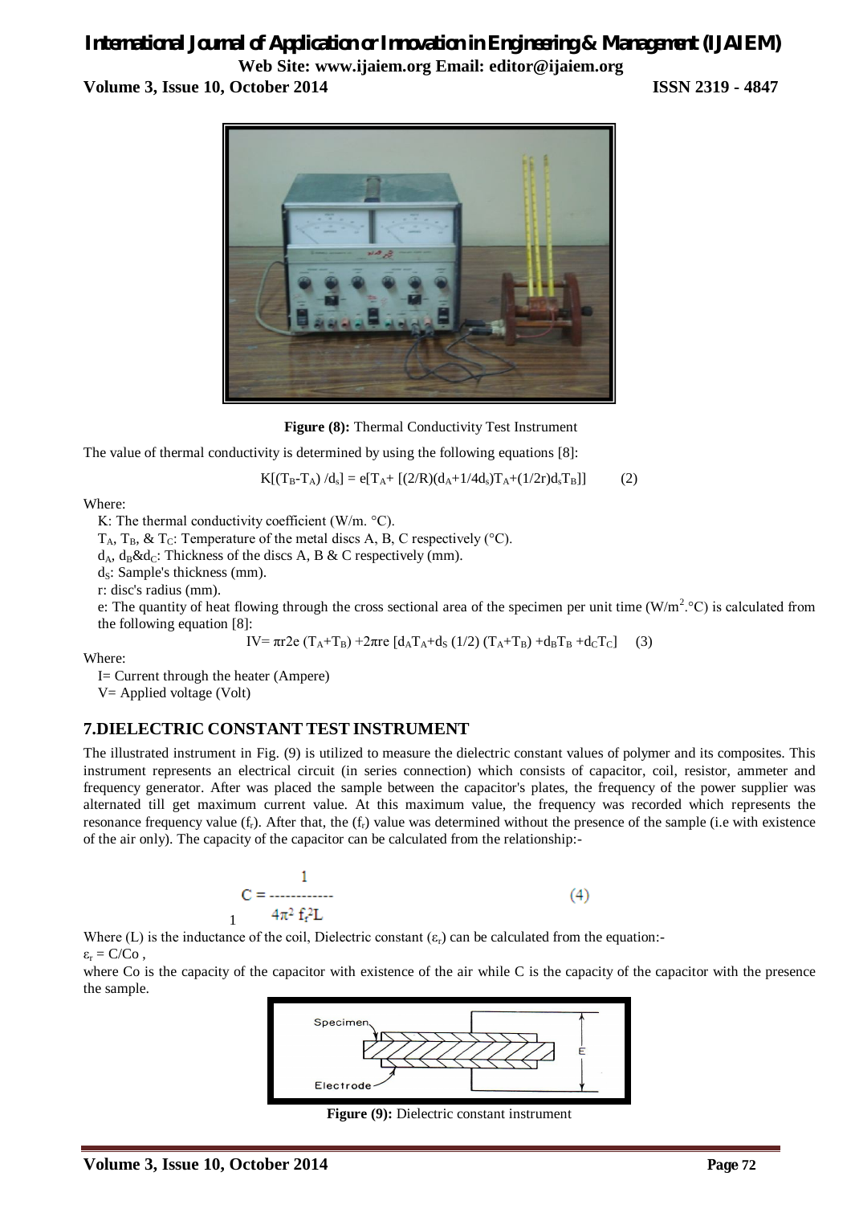**Figure (8):** Thermal Conductivity Test Instrument

The value of thermal conductivity is determined by using the following equations [8]:

$$K[(T_B-T_A)/d_s] = e[T_A+ [(2/R)(d_A+1/4d_s)T_A+(1/2r)d_sT_B]] \quad (2)$$

Where:

K: The thermal conductivity coefficient (W/m. °C).

$T_A$, $T_B$, & $T_C$: Temperature of the metal discs A, B, C respectively (°C).

$d_A$, $d_B$&$d_C$: Thickness of the discs A, B & C respectively (mm).

$d_S$: Sample's thickness (mm).

r: disc's radius (mm).

e: The quantity of heat flowing through the cross sectional area of the specimen per unit time (W/m$^2$.°C) is calculated from the following equation [8]:

$$IV= \pi r2e\ (T_A+T_B) +2\pi re\ [d_AT_A+d_S\ (1/2)\ (T_A+T_B) +d_BT_B +d_CT_C] \quad (3)$$

Where:

I= Current through the heater (Ampere)

V= Applied voltage (Volt)

## 7.DIELECTRIC CONSTANT TEST INSTRUMENT

The illustrated instrument in Fig. (9) is utilized to measure the dielectric constant values of polymer and its composites. This instrument represents an electrical circuit (in series connection) which consists of capacitor, coil, resistor, ammeter and frequency generator. After was placed the sample between the capacitor's plates, the frequency of the power supplier was alternated till get maximum current value. At this maximum value, the frequency was recorded which represents the resonance frequency value ($f_r$). After that, the ($f_r$) value was determined without the presence of the sample (i.e with existence of the air only). The capacity of the capacitor can be calculated from the relationship:-

$$C = \frac{1}{4\pi^2 f_r^2 L} \quad (4)$$

Where (L) is the inductance of the coil, Dielectric constant ($\varepsilon_r$) can be calculated from the equation:-

$\varepsilon_r = C/Co$ ,

where Co is the capacity of the capacitor with existence of the air while C is the capacity of the capacitor with the presence the sample.

**Figure (9):** Dielectric constant instrument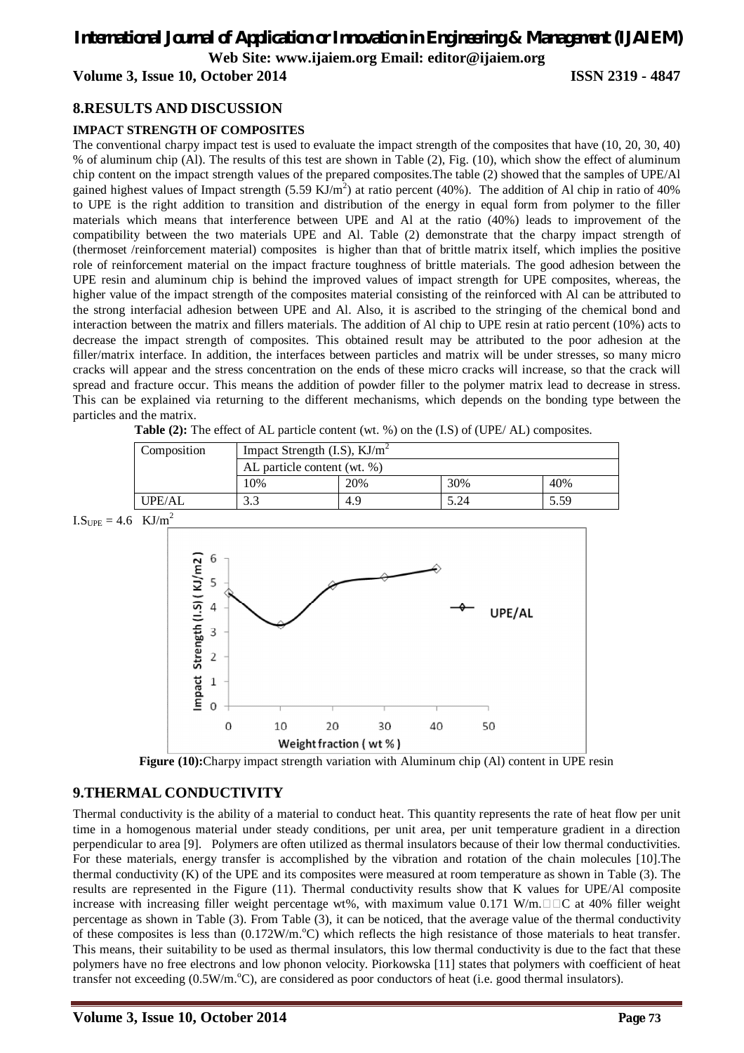## 8.RESULTS AND DISCUSSION

### IMPACT STRENGTH OF COMPOSITES

The conventional charpy impact test is used to evaluate the impact strength of the composites that have (10, 20, 30, 40) % of aluminum chip (Al). The results of this test are shown in Table (2), Fig. (10), which show the effect of aluminum chip content on the impact strength values of the prepared composites.The table (2) showed that the samples of UPE/Al gained highest values of Impact strength (5.59 $KJ/m^2$) at ratio percent (40%). The addition of Al chip in ratio of 40% to UPE is the right addition to transition and distribution of the energy in equal form from polymer to the filler materials which means that interference between UPE and Al at the ratio (40%) leads to improvement of the compatibility between the two materials UPE and Al. Table (2) demonstrate that the charpy impact strength of (thermoset /reinforcement material) composites is higher than that of brittle matrix itself, which implies the positive role of reinforcement material on the impact fracture toughness of brittle materials. The good adhesion between the UPE resin and aluminum chip is behind the improved values of impact strength for UPE composites, whereas, the higher value of the impact strength of the composites material consisting of the reinforced with Al can be attributed to the strong interfacial adhesion between UPE and Al. Also, it is ascribed to the stringing of the chemical bond and interaction between the matrix and fillers materials. The addition of Al chip to UPE resin at ratio percent (10%) acts to decrease the impact strength of composites. This obtained result may be attributed to the poor adhesion at the filler/matrix interface. In addition, the interfaces between particles and matrix will be under stresses, so many micro cracks will appear and the stress concentration on the ends of these micro cracks will increase, so that the crack will spread and fracture occur. This means the addition of powder filler to the polymer matrix lead to decrease in stress. This can be explained via returning to the different mechanisms, which depends on the bonding type between the particles and the matrix.

**Table (2):** The effect of AL particle content (wt. %) on the (I.S) of (UPE/ AL) composites.

| Composition | Impact Strength (I.S), $KJ/m^2$ | | | |
|---|---|---|---|---|
| | AL particle content (wt. %) | | | |
| | 10% | 20% | 30% | 40% |
| UPE/AL | 3.3 | 4.9 | 5.24 | 5.59 |

$I.S_{UPE} = 4.6 \ KJ/m^2$

**Figure (10):**Charpy impact strength variation with Aluminum chip (Al) content in UPE resin

## 9.THERMAL CONDUCTIVITY

Thermal conductivity is the ability of a material to conduct heat. This quantity represents the rate of heat flow per unit time in a homogenous material under steady conditions, per unit area, per unit temperature gradient in a direction perpendicular to area [9]. Polymers are often utilized as thermal insulators because of their low thermal conductivities. For these materials, energy transfer is accomplished by the vibration and rotation of the chain molecules [10].The thermal conductivity (K) of the UPE and its composites were measured at room temperature as shown in Table (3). The results are represented in the Figure (11). Thermal conductivity results show that K values for UPE/Al composite increase with increasing filler weight percentage wt%, with maximum value 0.171 W/m.□□C at 40% filler weight percentage as shown in Table (3). From Table (3), it can be noticed, that the average value of the thermal conductivity of these composites is less than (0.172W/m.$^o$C) which reflects the high resistance of those materials to heat transfer. This means, their suitability to be used as thermal insulators, this low thermal conductivity is due to the fact that these polymers have no free electrons and low phonon velocity. Piorkowska [11] states that polymers with coefficient of heat transfer not exceeding (0.5W/m.$^o$C), are considered as poor conductors of heat (i.e. good thermal insulators).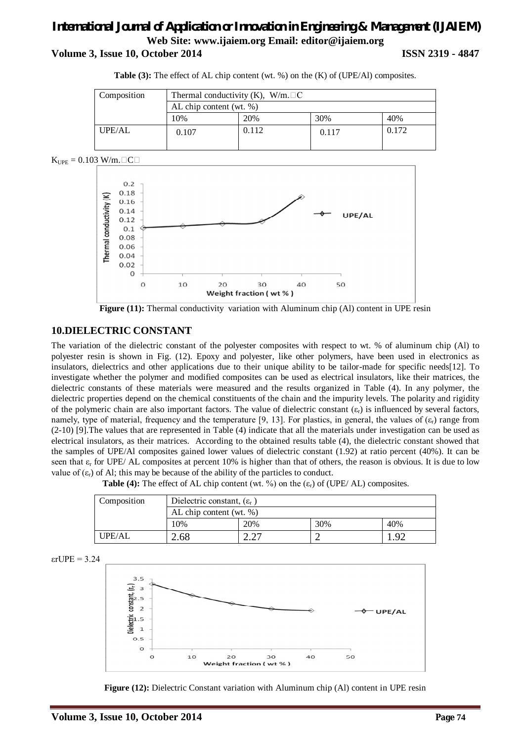**Table (3):** The effect of AL chip content (wt. %) on the (K) of (UPE/Al) composites.

| Composition | Thermal conductivity (K), W/m.□C | | | |
|---|---|---|---|---|
| | AL chip content (wt. %) | | | |
| | 10% | 20% | 30% | 40% |
| UPE/AL | 0.107 | 0.112 | 0.117 | 0.172 |

$K_{UPE}$ = 0.103 W/m.□C□

**Figure (11):** Thermal conductivity variation with Aluminum chip (Al) content in UPE resin

## 10.DIELECTRIC CONSTANT

The variation of the dielectric constant of the polyester composites with respect to wt. % of aluminum chip (Al) to polyester resin is shown in Fig. (12). Epoxy and polyester, like other polymers, have been used in electronics as insulators, dielectrics and other applications due to their unique ability to be tailor-made for specific needs[12]. To investigate whether the polymer and modified composites can be used as electrical insulators, like their matrices, the dielectric constants of these materials were measured and the results organized in Table (4). In any polymer, the dielectric properties depend on the chemical constituents of the chain and the impurity levels. The polarity and rigidity of the polymeric chain are also important factors. The value of dielectric constant ($\varepsilon_r$) is influenced by several factors, namely, type of material, frequency and the temperature [9, 13]. For plastics, in general, the values of ($\varepsilon_r$) range from (2-10) [9].The values that are represented in Table (4) indicate that all the materials under investigation can be used as electrical insulators, as their matrices. According to the obtained results table (4), the dielectric constant showed that the samples of UPE/Al composites gained lower values of dielectric constant (1.92) at ratio percent (40%). It can be seen that $\varepsilon_r$ for UPE/ AL composites at percent 10% is higher than that of others, the reason is obvious. It is due to low value of ($\varepsilon_r$) of Al; this may be because of the ability of the particles to conduct.

**Table (4):** The effect of AL chip content (wt. %) on the ($\varepsilon_r$) of (UPE/ AL) composites.

| Composition | Dielectric constant, ($\varepsilon_r$) | | | |
|---|---|---|---|---|
| | AL chip content (wt. %) | | | |
| | 10% | 20% | 30% | 40% |
| UPE/AL | 2.68 | 2.27 | 2 | 1.92 |

$\varepsilon rUPE$ = 3.24

**Figure (12):** Dielectric Constant variation with Aluminum chip (Al) content in UPE resin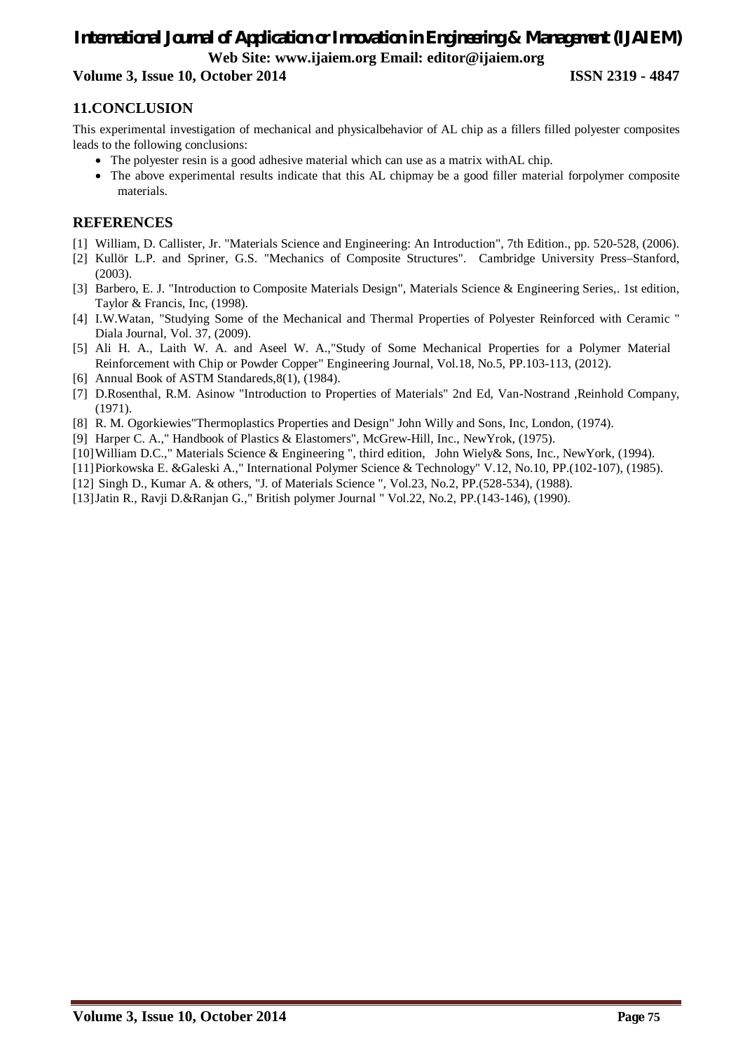## 11.CONCLUSION

This experimental investigation of mechanical and physicalbehavior of AL chip as a fillers filled polyester composites leads to the following conclusions:

- The polyester resin is a good adhesive material which can use as a matrix withAL chip.
- The above experimental results indicate that this AL chipmay be a good filler material forpolymer composite materials.

## REFERENCES

[1] William, D. Callister, Jr. "Materials Science and Engineering: An Introduction", 7th Edition., pp. 520-528, (2006).

[2] Kullör L.P. and Spriner, G.S. "Mechanics of Composite Structures". Cambridge University Press–Stanford, (2003).

[3] Barbero, E. J. "Introduction to Composite Materials Design", Materials Science & Engineering Series,. 1st edition, Taylor & Francis, Inc, (1998).

[4] I.W.Watan, "Studying Some of the Mechanical and Thermal Properties of Polyester Reinforced with Ceramic " Diala Journal, Vol. 37, (2009).

[5] Ali H. A., Laith W. A. and Aseel W. A.,"Study of Some Mechanical Properties for a Polymer Material Reinforcement with Chip or Powder Copper" Engineering Journal, Vol.18, No.5, PP.103-113, (2012).

[6] Annual Book of ASTM Standareds,8(1), (1984).

[7] D.Rosenthal, R.M. Asinow "Introduction to Properties of Materials" 2nd Ed, Van-Nostrand ,Reinhold Company, (1971).

[8] R. M. Ogorkiewies"Thermoplastics Properties and Design" John Willy and Sons, Inc, London, (1974).

[9] Harper C. A.," Handbook of Plastics & Elastomers", McGrew-Hill, Inc., NewYrok, (1975).

[10] William D.C.," Materials Science & Engineering ", third edition, John Wiely& Sons, Inc., NewYork, (1994).

[11] Piorkowska E. &Galeski A.," International Polymer Science & Technology" V.12, No.10, PP.(102-107), (1985).

[12] Singh D., Kumar A. & others, "J. of Materials Science ", Vol.23, No.2, PP.(528-534), (1988).

[13] Jatin R., Ravji D.&Ranjan G.," British polymer Journal " Vol.22, No.2, PP.(143-146), (1990).